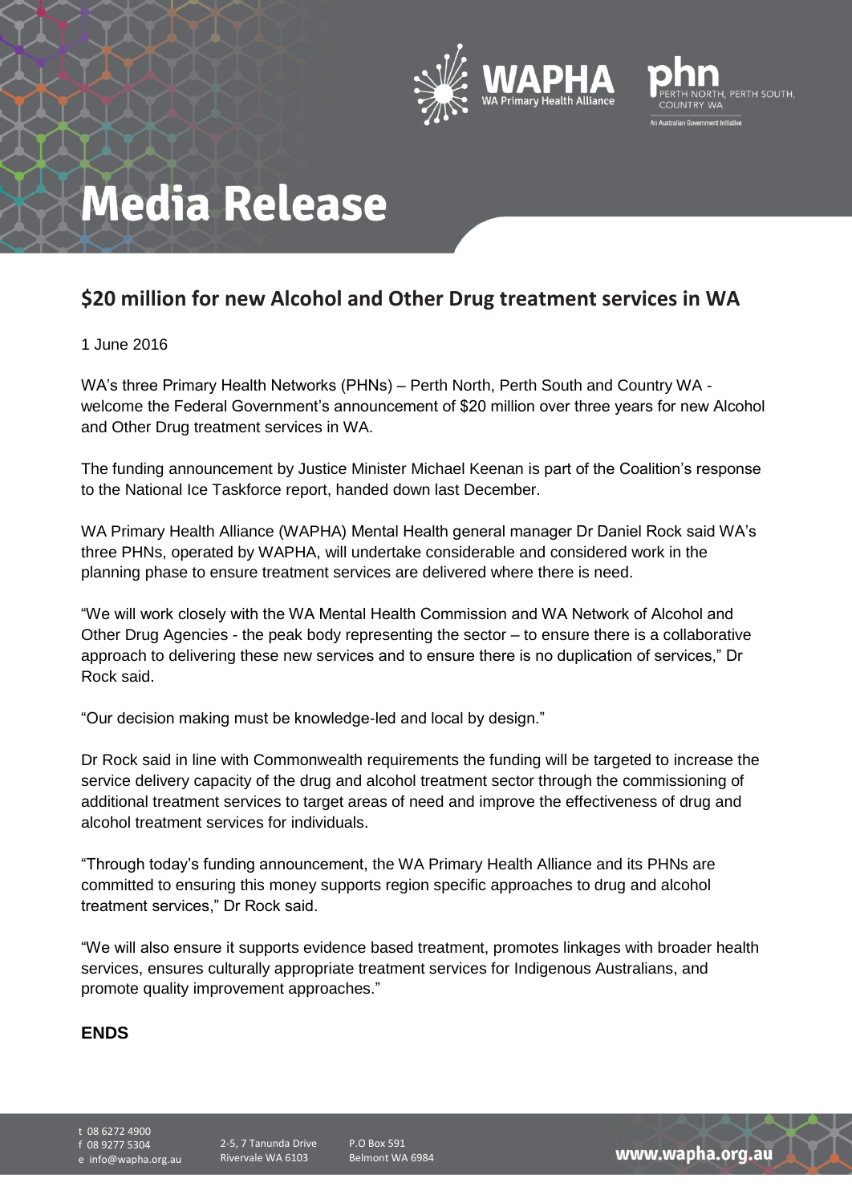# Media Release

## $20 million for new Alcohol and Other Drug treatment services in WA

1 June 2016

WA's three Primary Health Networks (PHNs) – Perth North, Perth South and Country WA - welcome the Federal Government's announcement of $20 million over three years for new Alcohol and Other Drug treatment services in WA.

The funding announcement by Justice Minister Michael Keenan is part of the Coalition's response to the National Ice Taskforce report, handed down last December.

WA Primary Health Alliance (WAPHA) Mental Health general manager Dr Daniel Rock said WA's three PHNs, operated by WAPHA, will undertake considerable and considered work in the planning phase to ensure treatment services are delivered where there is need.

"We will work closely with the WA Mental Health Commission and WA Network of Alcohol and Other Drug Agencies - the peak body representing the sector – to ensure there is a collaborative approach to delivering these new services and to ensure there is no duplication of services," Dr Rock said.

"Our decision making must be knowledge-led and local by design."

Dr Rock said in line with Commonwealth requirements the funding will be targeted to increase the service delivery capacity of the drug and alcohol treatment sector through the commissioning of additional treatment services to target areas of need and improve the effectiveness of drug and alcohol treatment services for individuals.

"Through today's funding announcement, the WA Primary Health Alliance and its PHNs are committed to ensuring this money supports region specific approaches to drug and alcohol treatment services," Dr Rock said.

"We will also ensure it supports evidence based treatment, promotes linkages with broader health services, ensures culturally appropriate treatment services for Indigenous Australians, and promote quality improvement approaches."

**ENDS**

t 08 6272 4900
f 08 9277 5304
e info@wapha.org.au

2-5, 7 Tanunda Drive
Rivervale WA 6103

P.O Box 591
Belmont WA 6984

www.wapha.org.au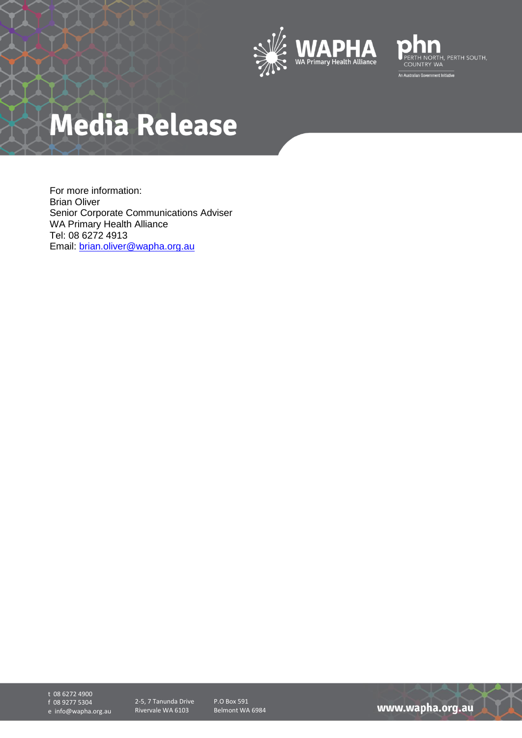# Media Release

For more information:
Brian Oliver
Senior Corporate Communications Adviser
WA Primary Health Alliance
Tel: 08 6272 4913
Email: brian.oliver@wapha.org.au